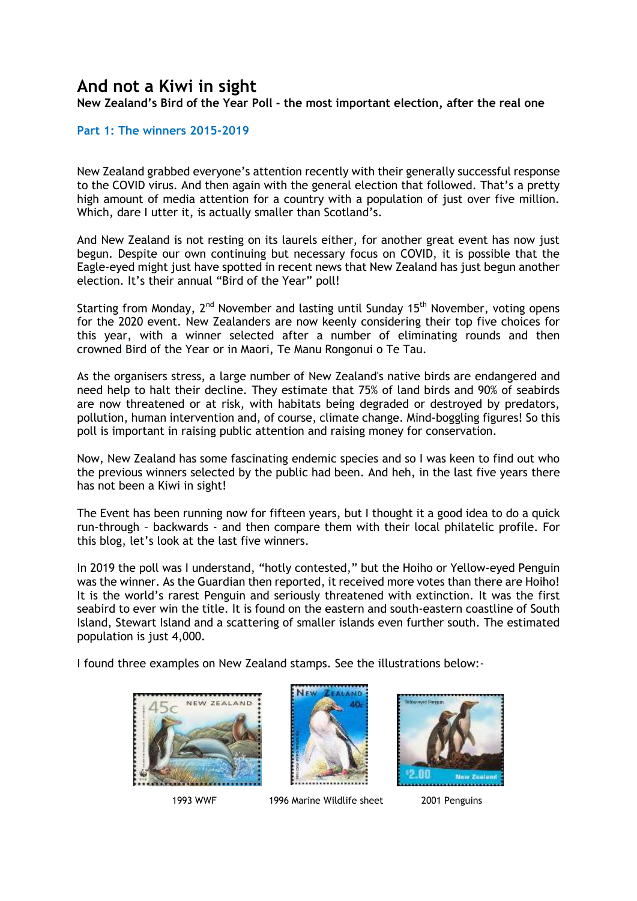# And not a Kiwi in sight

**New Zealand's Bird of the Year Poll - the most important election, after the real one**

## Part 1: The winners 2015-2019

New Zealand grabbed everyone's attention recently with their generally successful response to the COVID virus. And then again with the general election that followed. That's a pretty high amount of media attention for a country with a population of just over five million. Which, dare I utter it, is actually smaller than Scotland's.

And New Zealand is not resting on its laurels either, for another great event has now just begun. Despite our own continuing but necessary focus on COVID, it is possible that the Eagle-eyed might just have spotted in recent news that New Zealand has just begun another election. It's their annual "Bird of the Year" poll!

Starting from Monday, 2nd November and lasting until Sunday 15th November, voting opens for the 2020 event. New Zealanders are now keenly considering their top five choices for this year, with a winner selected after a number of eliminating rounds and then crowned Bird of the Year or in Maori, Te Manu Rongonui o Te Tau.

As the organisers stress, a large number of New Zealand's native birds are endangered and need help to halt their decline. They estimate that 75% of land birds and 90% of seabirds are now threatened or at risk, with habitats being degraded or destroyed by predators, pollution, human intervention and, of course, climate change. Mind-boggling figures! So this poll is important in raising public attention and raising money for conservation.

Now, New Zealand has some fascinating endemic species and so I was keen to find out who the previous winners selected by the public had been. And heh, in the last five years there has not been a Kiwi in sight!

The Event has been running now for fifteen years, but I thought it a good idea to do a quick run-through – backwards - and then compare them with their local philatelic profile. For this blog, let's look at the last five winners.

In 2019 the poll was I understand, "hotly contested," but the Hoiho or Yellow-eyed Penguin was the winner. As the Guardian then reported, it received more votes than there are Hoiho! It is the world's rarest Penguin and seriously threatened with extinction. It was the first seabird to ever win the title. It is found on the eastern and south-eastern coastline of South Island, Stewart Island and a scattering of smaller islands even further south. The estimated population is just 4,000.

I found three examples on New Zealand stamps. See the illustrations below:-

1993 WWF

1996 Marine Wildlife sheet

2001 Penguins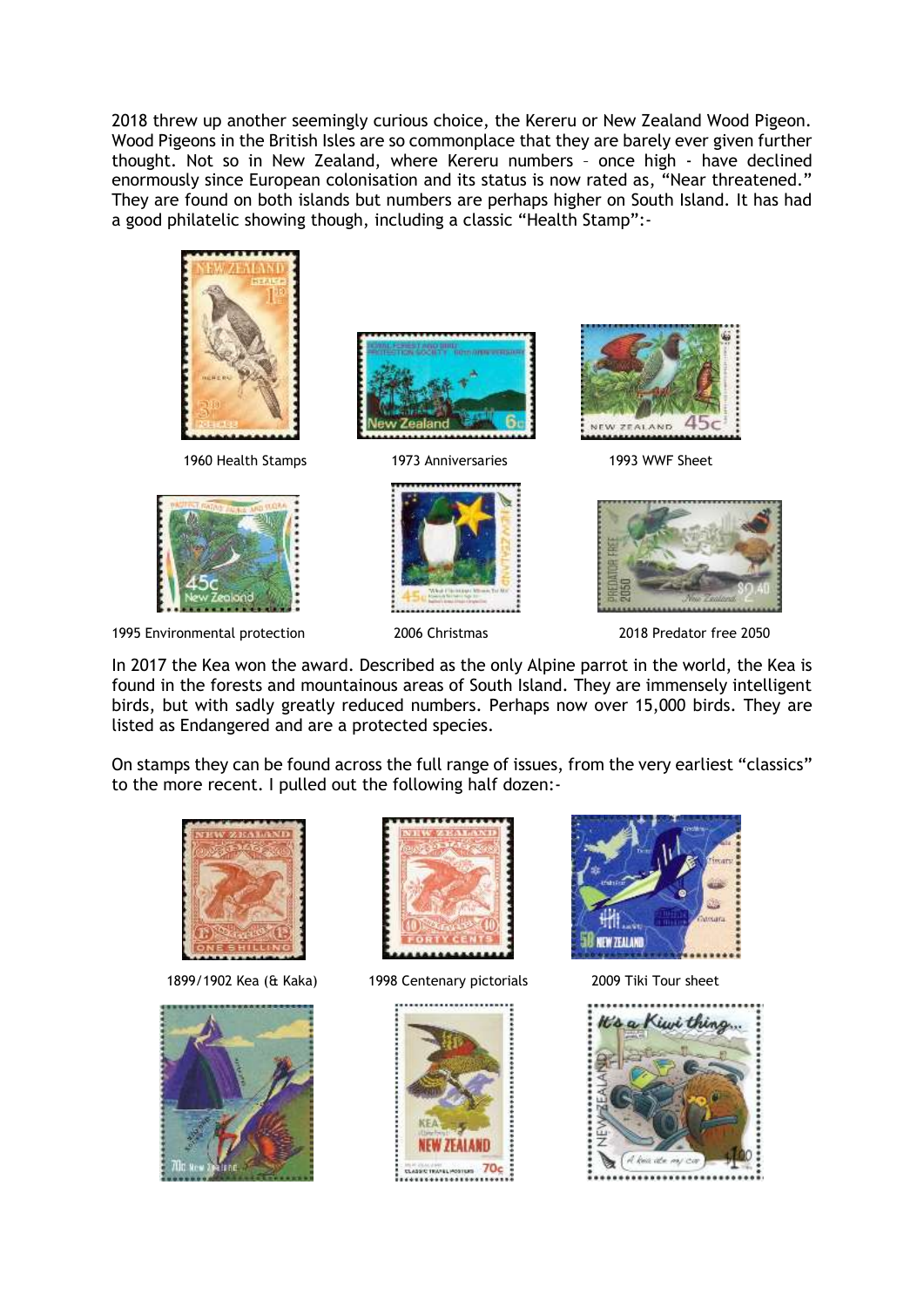2018 threw up another seemingly curious choice, the Kereru or New Zealand Wood Pigeon. Wood Pigeons in the British Isles are so commonplace that they are barely ever given further thought. Not so in New Zealand, where Kereru numbers – once high - have declined enormously since European colonisation and its status is now rated as, "Near threatened." They are found on both islands but numbers are perhaps higher on South Island. It has had a good philatelic showing though, including a classic "Health Stamp":-

1960 Health Stamps

1973 Anniversaries

1993 WWF Sheet

1995 Environmental protection

2006 Christmas

2018 Predator free 2050

In 2017 the Kea won the award. Described as the only Alpine parrot in the world, the Kea is found in the forests and mountainous areas of South Island. They are immensely intelligent birds, but with sadly greatly reduced numbers. Perhaps now over 15,000 birds. They are listed as Endangered and are a protected species.

On stamps they can be found across the full range of issues, from the very earliest "classics" to the more recent. I pulled out the following half dozen:-

1899/1902 Kea (& Kaka)

1998 Centenary pictorials

2009 Tiki Tour sheet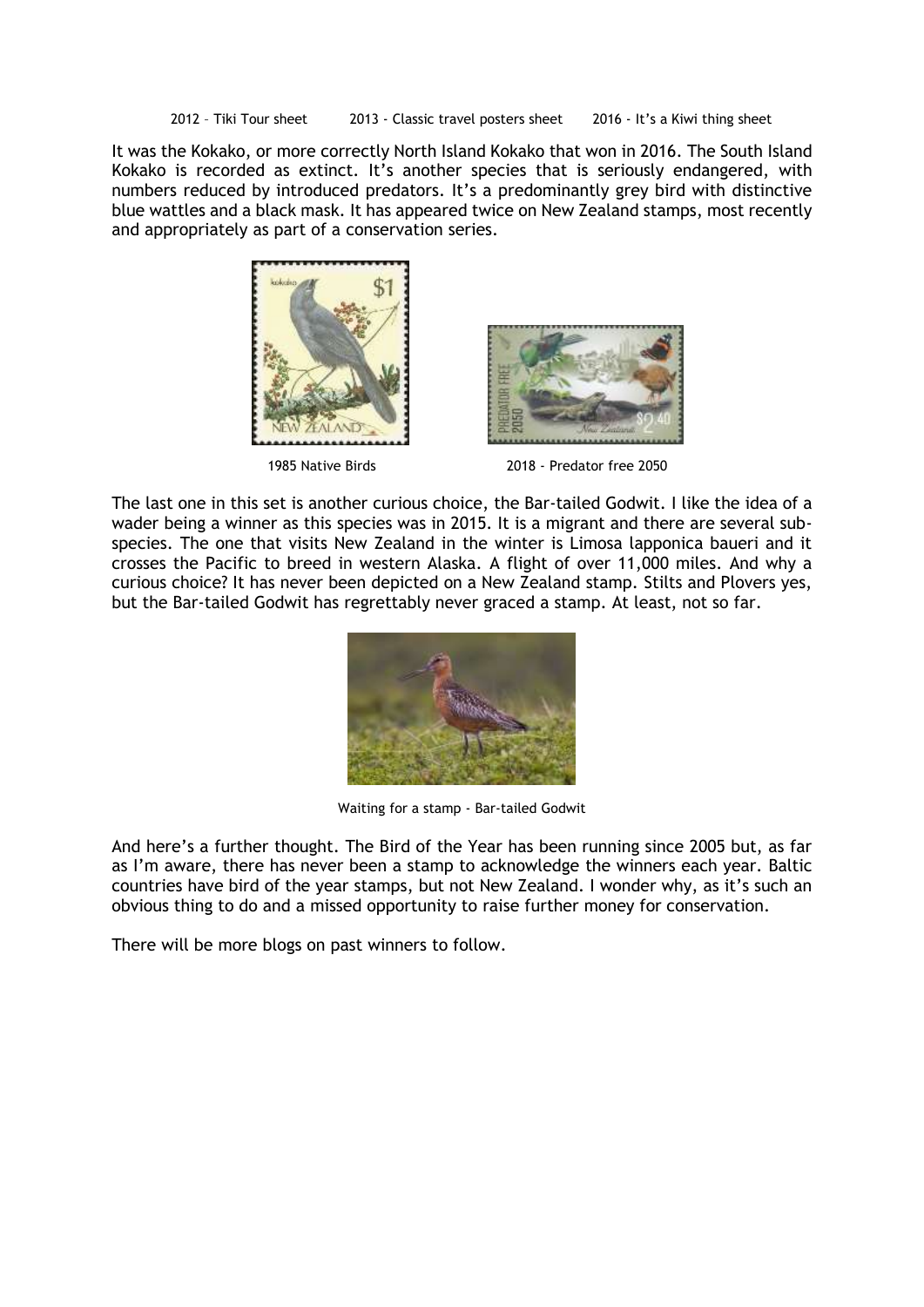2012 – Tiki Tour sheet 2013 - Classic travel posters sheet 2016 - It's a Kiwi thing sheet

It was the Kokako, or more correctly North Island Kokako that won in 2016. The South Island Kokako is recorded as extinct. It's another species that is seriously endangered, with numbers reduced by introduced predators. It's a predominantly grey bird with distinctive blue wattles and a black mask. It has appeared twice on New Zealand stamps, most recently and appropriately as part of a conservation series.

1985 Native Birds

2018 - Predator free 2050

The last one in this set is another curious choice, the Bar-tailed Godwit. I like the idea of a wader being a winner as this species was in 2015. It is a migrant and there are several sub-species. The one that visits New Zealand in the winter is Limosa lapponica baueri and it crosses the Pacific to breed in western Alaska. A flight of over 11,000 miles. And why a curious choice? It has never been depicted on a New Zealand stamp. Stilts and Plovers yes, but the Bar-tailed Godwit has regrettably never graced a stamp. At least, not so far.

Waiting for a stamp - Bar-tailed Godwit

And here's a further thought. The Bird of the Year has been running since 2005 but, as far as I'm aware, there has never been a stamp to acknowledge the winners each year. Baltic countries have bird of the year stamps, but not New Zealand. I wonder why, as it's such an obvious thing to do and a missed opportunity to raise further money for conservation.

There will be more blogs on past winners to follow.